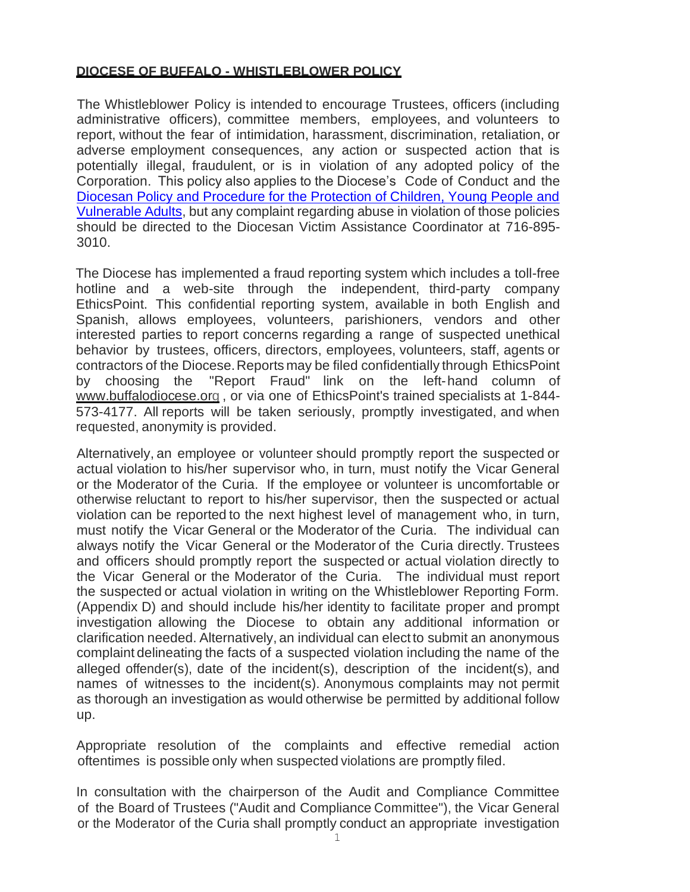**DIOCESE OF BUFFALO - WHISTLEBLOWER POLICY**

The Whistleblower Policy is intended to encourage Trustees, officers (including administrative officers), committee members, employees, and volunteers to report, without the fear of intimidation, harassment, discrimination, retaliation, or adverse employment consequences, any action or suspected action that is potentially illegal, fraudulent, or is in violation of any adopted policy of the Corporation. This policy also applies to the Diocese's Code of Conduct and the Diocesan Policy and Procedure for the Protection of Children, Young People and Vulnerable Adults, but any complaint regarding abuse in violation of those policies should be directed to the Diocesan Victim Assistance Coordinator at 716-895-3010.

The Diocese has implemented a fraud reporting system which includes a toll-free hotline and a web-site through the independent, third-party company EthicsPoint. This confidential reporting system, available in both English and Spanish, allows employees, volunteers, parishioners, vendors and other interested parties to report concerns regarding a range of suspected unethical behavior by trustees, officers, directors, employees, volunteers, staff, agents or contractors of the Diocese. Reports may be filed confidentially through EthicsPoint by choosing the "Report Fraud" link on the left-hand column of www.buffalodiocese.org , or via one of EthicsPoint's trained specialists at 1-844-573-4177. All reports will be taken seriously, promptly investigated, and when requested, anonymity is provided.

Alternatively, an employee or volunteer should promptly report the suspected or actual violation to his/her supervisor who, in turn, must notify the Vicar General or the Moderator of the Curia. If the employee or volunteer is uncomfortable or otherwise reluctant to report to his/her supervisor, then the suspected or actual violation can be reported to the next highest level of management who, in turn, must notify the Vicar General or the Moderator of the Curia. The individual can always notify the Vicar General or the Moderator of the Curia directly. Trustees and officers should promptly report the suspected or actual violation directly to the Vicar General or the Moderator of the Curia. The individual must report the suspected or actual violation in writing on the Whistleblower Reporting Form. (Appendix D) and should include his/her identity to facilitate proper and prompt investigation allowing the Diocese to obtain any additional information or clarification needed. Alternatively, an individual can elect to submit an anonymous complaint delineating the facts of a suspected violation including the name of the alleged offender(s), date of the incident(s), description of the incident(s), and names of witnesses to the incident(s). Anonymous complaints may not permit as thorough an investigation as would otherwise be permitted by additional follow up.

Appropriate resolution of the complaints and effective remedial action oftentimes is possible only when suspected violations are promptly filed.

In consultation with the chairperson of the Audit and Compliance Committee of the Board of Trustees ("Audit and Compliance Committee"), the Vicar General or the Moderator of the Curia shall promptly conduct an appropriate investigation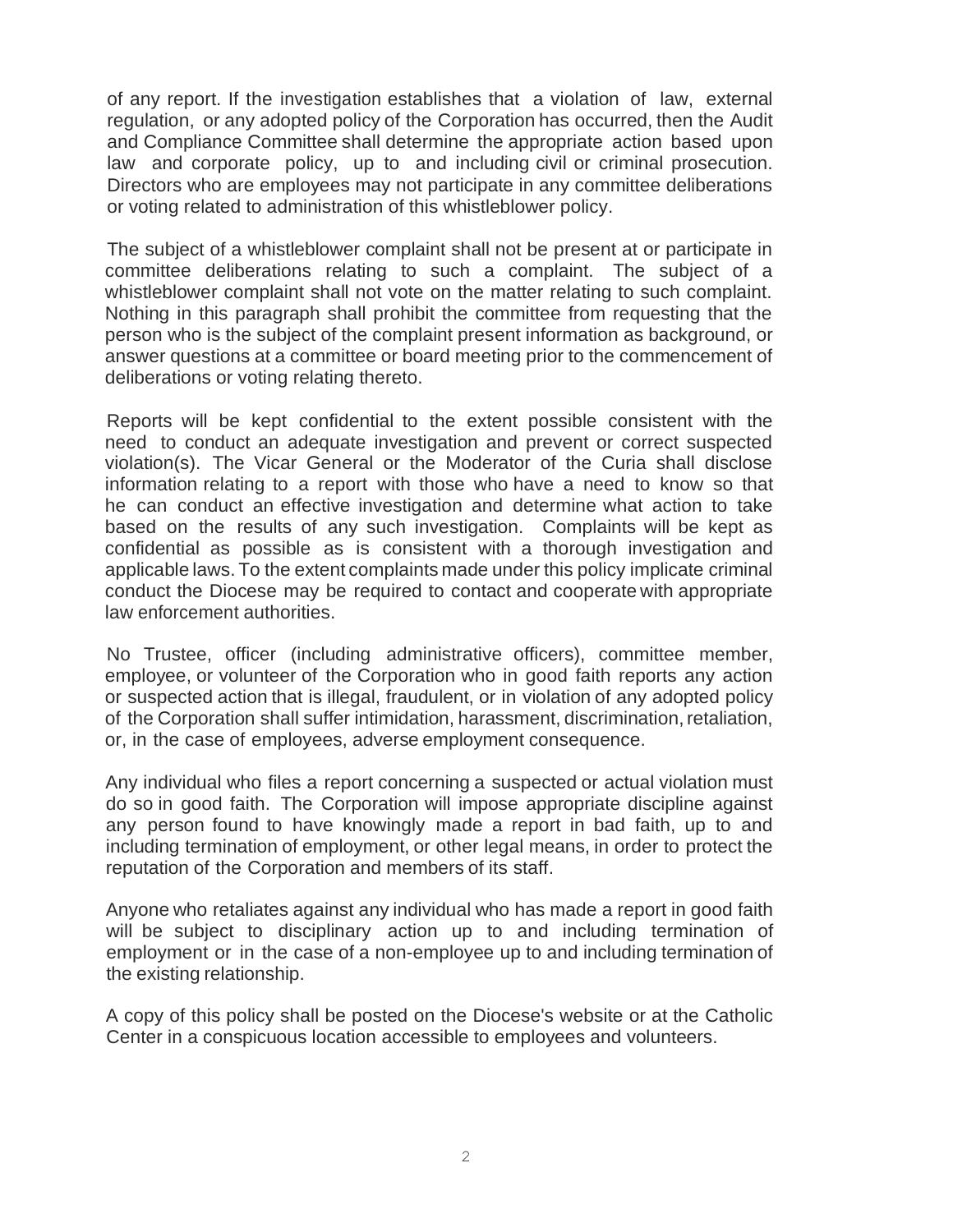of any report. If the investigation establishes that a violation of law, external regulation, or any adopted policy of the Corporation has occurred, then the Audit and Compliance Committee shall determine the appropriate action based upon law and corporate policy, up to and including civil or criminal prosecution. Directors who are employees may not participate in any committee deliberations or voting related to administration of this whistleblower policy.

The subject of a whistleblower complaint shall not be present at or participate in committee deliberations relating to such a complaint. The subject of a whistleblower complaint shall not vote on the matter relating to such complaint. Nothing in this paragraph shall prohibit the committee from requesting that the person who is the subject of the complaint present information as background, or answer questions at a committee or board meeting prior to the commencement of deliberations or voting relating thereto.

Reports will be kept confidential to the extent possible consistent with the need to conduct an adequate investigation and prevent or correct suspected violation(s). The Vicar General or the Moderator of the Curia shall disclose information relating to a report with those who have a need to know so that he can conduct an effective investigation and determine what action to take based on the results of any such investigation. Complaints will be kept as confidential as possible as is consistent with a thorough investigation and applicable laws. To the extent complaints made under this policy implicate criminal conduct the Diocese may be required to contact and cooperate with appropriate law enforcement authorities.

No Trustee, officer (including administrative officers), committee member, employee, or volunteer of the Corporation who in good faith reports any action or suspected action that is illegal, fraudulent, or in violation of any adopted policy of the Corporation shall suffer intimidation, harassment, discrimination, retaliation, or, in the case of employees, adverse employment consequence.

Any individual who files a report concerning a suspected or actual violation must do so in good faith. The Corporation will impose appropriate discipline against any person found to have knowingly made a report in bad faith, up to and including termination of employment, or other legal means, in order to protect the reputation of the Corporation and members of its staff.

Anyone who retaliates against any individual who has made a report in good faith will be subject to disciplinary action up to and including termination of employment or in the case of a non-employee up to and including termination of the existing relationship.

A copy of this policy shall be posted on the Diocese's website or at the Catholic Center in a conspicuous location accessible to employees and volunteers.